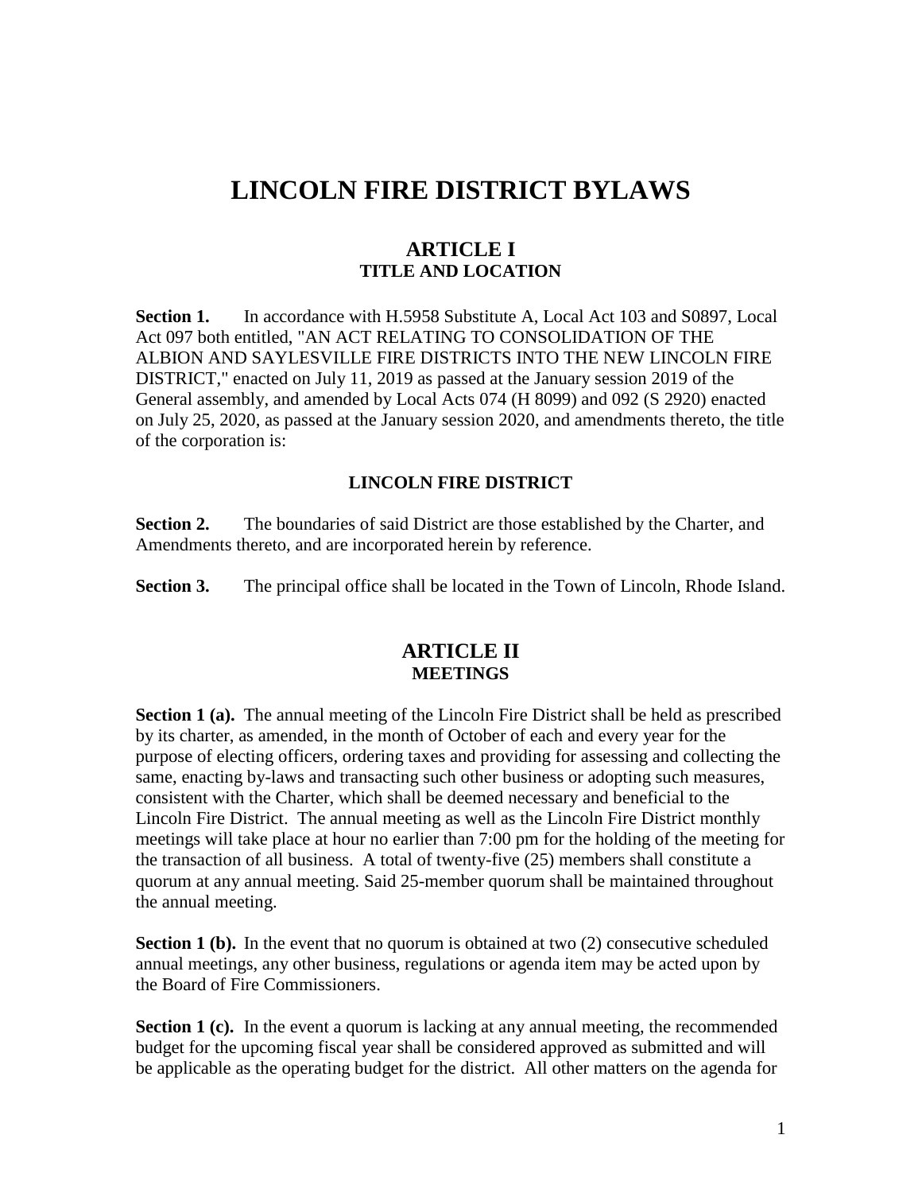# LINCOLN FIRE DISTRICT BYLAWS

## ARTICLE I
### TITLE AND LOCATION

**Section 1.** In accordance with H.5958 Substitute A, Local Act 103 and S0897, Local Act 097 both entitled, "AN ACT RELATING TO CONSOLIDATION OF THE ALBION AND SAYLESVILLE FIRE DISTRICTS INTO THE NEW LINCOLN FIRE DISTRICT," enacted on July 11, 2019 as passed at the January session 2019 of the General assembly, and amended by Local Acts 074 (H 8099) and 092 (S 2920) enacted on July 25, 2020, as passed at the January session 2020, and amendments thereto, the title of the corporation is:

**LINCOLN FIRE DISTRICT**

**Section 2.** The boundaries of said District are those established by the Charter, and Amendments thereto, and are incorporated herein by reference.

**Section 3.** The principal office shall be located in the Town of Lincoln, Rhode Island.

## ARTICLE II
### MEETINGS

**Section 1 (a).** The annual meeting of the Lincoln Fire District shall be held as prescribed by its charter, as amended, in the month of October of each and every year for the purpose of electing officers, ordering taxes and providing for assessing and collecting the same, enacting by-laws and transacting such other business or adopting such measures, consistent with the Charter, which shall be deemed necessary and beneficial to the Lincoln Fire District. The annual meeting as well as the Lincoln Fire District monthly meetings will take place at hour no earlier than 7:00 pm for the holding of the meeting for the transaction of all business. A total of twenty-five (25) members shall constitute a quorum at any annual meeting. Said 25-member quorum shall be maintained throughout the annual meeting.

**Section 1 (b).** In the event that no quorum is obtained at two (2) consecutive scheduled annual meetings, any other business, regulations or agenda item may be acted upon by the Board of Fire Commissioners.

**Section 1 (c).** In the event a quorum is lacking at any annual meeting, the recommended budget for the upcoming fiscal year shall be considered approved as submitted and will be applicable as the operating budget for the district. All other matters on the agenda for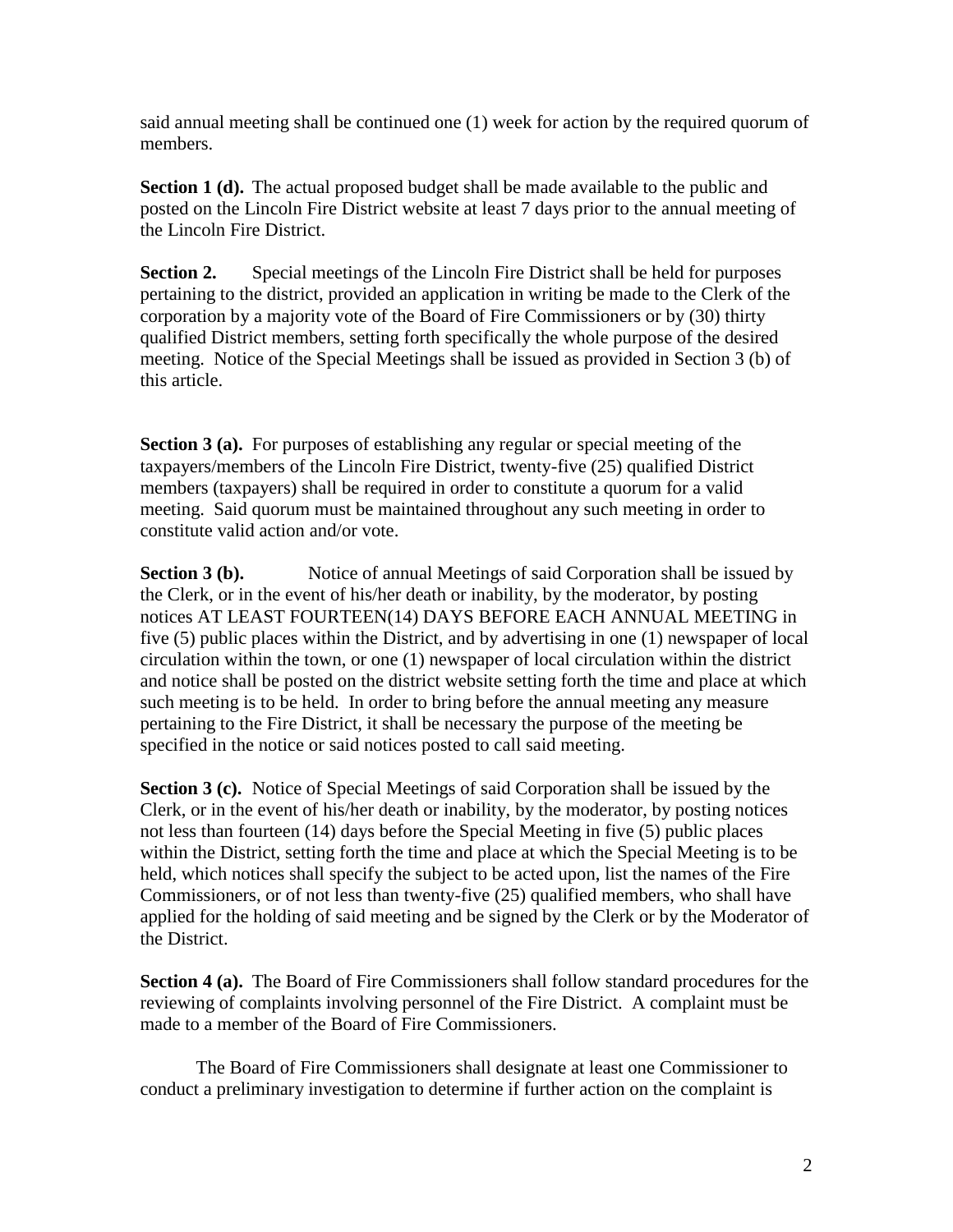said annual meeting shall be continued one (1) week for action by the required quorum of members.

**Section 1 (d).** The actual proposed budget shall be made available to the public and posted on the Lincoln Fire District website at least 7 days prior to the annual meeting of the Lincoln Fire District.

**Section 2.** Special meetings of the Lincoln Fire District shall be held for purposes pertaining to the district, provided an application in writing be made to the Clerk of the corporation by a majority vote of the Board of Fire Commissioners or by (30) thirty qualified District members, setting forth specifically the whole purpose of the desired meeting. Notice of the Special Meetings shall be issued as provided in Section 3 (b) of this article.

**Section 3 (a).** For purposes of establishing any regular or special meeting of the taxpayers/members of the Lincoln Fire District, twenty-five (25) qualified District members (taxpayers) shall be required in order to constitute a quorum for a valid meeting. Said quorum must be maintained throughout any such meeting in order to constitute valid action and/or vote.

**Section 3 (b).** Notice of annual Meetings of said Corporation shall be issued by the Clerk, or in the event of his/her death or inability, by the moderator, by posting notices AT LEAST FOURTEEN(14) DAYS BEFORE EACH ANNUAL MEETING in five (5) public places within the District, and by advertising in one (1) newspaper of local circulation within the town, or one (1) newspaper of local circulation within the district and notice shall be posted on the district website setting forth the time and place at which such meeting is to be held. In order to bring before the annual meeting any measure pertaining to the Fire District, it shall be necessary the purpose of the meeting be specified in the notice or said notices posted to call said meeting.

**Section 3 (c).** Notice of Special Meetings of said Corporation shall be issued by the Clerk, or in the event of his/her death or inability, by the moderator, by posting notices not less than fourteen (14) days before the Special Meeting in five (5) public places within the District, setting forth the time and place at which the Special Meeting is to be held, which notices shall specify the subject to be acted upon, list the names of the Fire Commissioners, or of not less than twenty-five (25) qualified members, who shall have applied for the holding of said meeting and be signed by the Clerk or by the Moderator of the District.

**Section 4 (a).** The Board of Fire Commissioners shall follow standard procedures for the reviewing of complaints involving personnel of the Fire District. A complaint must be made to a member of the Board of Fire Commissioners.

The Board of Fire Commissioners shall designate at least one Commissioner to conduct a preliminary investigation to determine if further action on the complaint is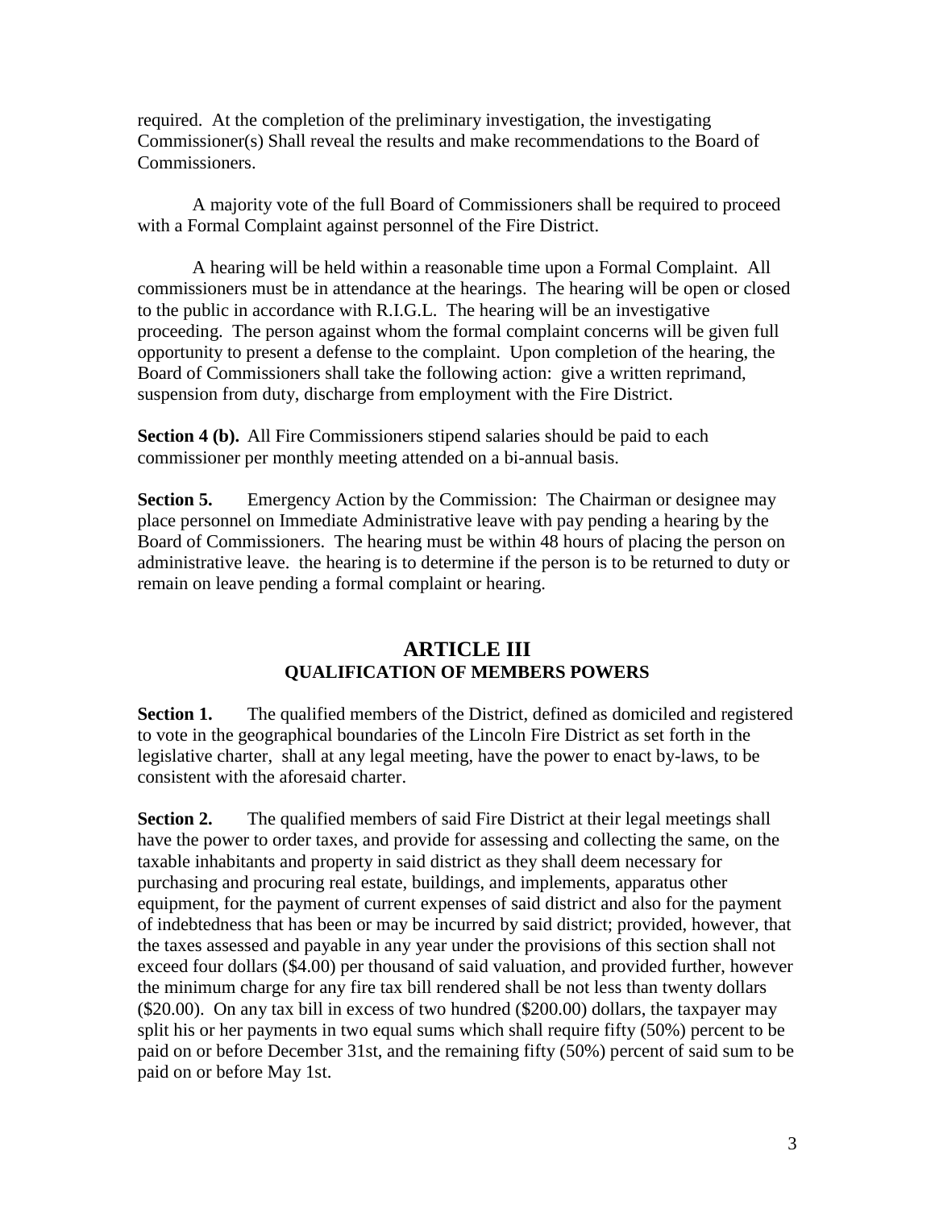required. At the completion of the preliminary investigation, the investigating Commissioner(s) Shall reveal the results and make recommendations to the Board of Commissioners.

A majority vote of the full Board of Commissioners shall be required to proceed with a Formal Complaint against personnel of the Fire District.

A hearing will be held within a reasonable time upon a Formal Complaint. All commissioners must be in attendance at the hearings. The hearing will be open or closed to the public in accordance with R.I.G.L. The hearing will be an investigative proceeding. The person against whom the formal complaint concerns will be given full opportunity to present a defense to the complaint. Upon completion of the hearing, the Board of Commissioners shall take the following action: give a written reprimand, suspension from duty, discharge from employment with the Fire District.

**Section 4 (b).** All Fire Commissioners stipend salaries should be paid to each commissioner per monthly meeting attended on a bi-annual basis.

**Section 5.** Emergency Action by the Commission: The Chairman or designee may place personnel on Immediate Administrative leave with pay pending a hearing by the Board of Commissioners. The hearing must be within 48 hours of placing the person on administrative leave. the hearing is to determine if the person is to be returned to duty or remain on leave pending a formal complaint or hearing.

## ARTICLE III
### QUALIFICATION OF MEMBERS POWERS

**Section 1.** The qualified members of the District, defined as domiciled and registered to vote in the geographical boundaries of the Lincoln Fire District as set forth in the legislative charter, shall at any legal meeting, have the power to enact by-laws, to be consistent with the aforesaid charter.

**Section 2.** The qualified members of said Fire District at their legal meetings shall have the power to order taxes, and provide for assessing and collecting the same, on the taxable inhabitants and property in said district as they shall deem necessary for purchasing and procuring real estate, buildings, and implements, apparatus other equipment, for the payment of current expenses of said district and also for the payment of indebtedness that has been or may be incurred by said district; provided, however, that the taxes assessed and payable in any year under the provisions of this section shall not exceed four dollars ($4.00) per thousand of said valuation, and provided further, however the minimum charge for any fire tax bill rendered shall be not less than twenty dollars ($20.00). On any tax bill in excess of two hundred ($200.00) dollars, the taxpayer may split his or her payments in two equal sums which shall require fifty (50%) percent to be paid on or before December 31st, and the remaining fifty (50%) percent of said sum to be paid on or before May 1st.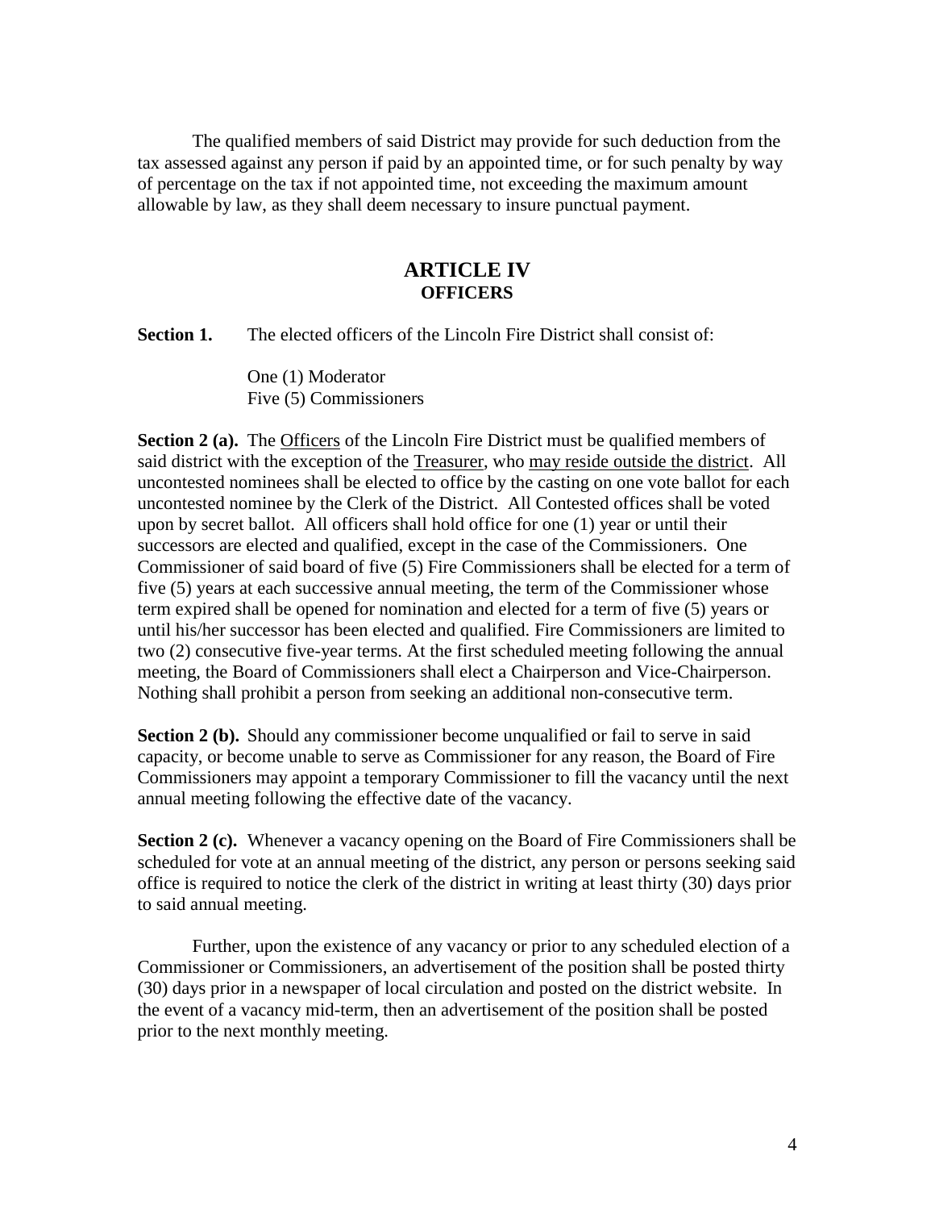The qualified members of said District may provide for such deduction from the tax assessed against any person if paid by an appointed time, or for such penalty by way of percentage on the tax if not appointed time, not exceeding the maximum amount allowable by law, as they shall deem necessary to insure punctual payment.

## ARTICLE IV
### OFFICERS

**Section 1.** The elected officers of the Lincoln Fire District shall consist of:

One (1) Moderator
Five (5) Commissioners

**Section 2 (a).** The <u>Officers</u> of the Lincoln Fire District must be qualified members of said district with the exception of the <u>Treasurer</u>, who <u>may reside outside the district</u>. All uncontested nominees shall be elected to office by the casting on one vote ballot for each uncontested nominee by the Clerk of the District. All Contested offices shall be voted upon by secret ballot. All officers shall hold office for one (1) year or until their successors are elected and qualified, except in the case of the Commissioners. One Commissioner of said board of five (5) Fire Commissioners shall be elected for a term of five (5) years at each successive annual meeting, the term of the Commissioner whose term expired shall be opened for nomination and elected for a term of five (5) years or until his/her successor has been elected and qualified. Fire Commissioners are limited to two (2) consecutive five-year terms. At the first scheduled meeting following the annual meeting, the Board of Commissioners shall elect a Chairperson and Vice-Chairperson. Nothing shall prohibit a person from seeking an additional non-consecutive term.

**Section 2 (b).** Should any commissioner become unqualified or fail to serve in said capacity, or become unable to serve as Commissioner for any reason, the Board of Fire Commissioners may appoint a temporary Commissioner to fill the vacancy until the next annual meeting following the effective date of the vacancy.

**Section 2 (c).** Whenever a vacancy opening on the Board of Fire Commissioners shall be scheduled for vote at an annual meeting of the district, any person or persons seeking said office is required to notice the clerk of the district in writing at least thirty (30) days prior to said annual meeting.

Further, upon the existence of any vacancy or prior to any scheduled election of a Commissioner or Commissioners, an advertisement of the position shall be posted thirty (30) days prior in a newspaper of local circulation and posted on the district website. In the event of a vacancy mid-term, then an advertisement of the position shall be posted prior to the next monthly meeting.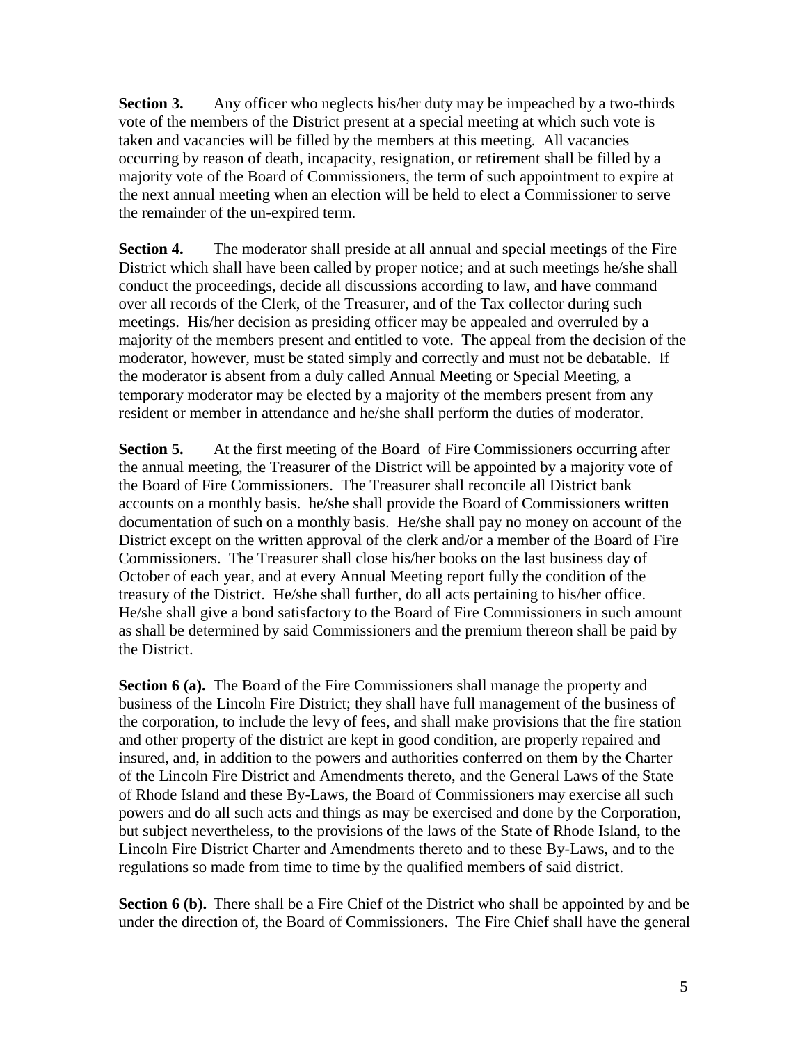**Section 3.** Any officer who neglects his/her duty may be impeached by a two-thirds vote of the members of the District present at a special meeting at which such vote is taken and vacancies will be filled by the members at this meeting. All vacancies occurring by reason of death, incapacity, resignation, or retirement shall be filled by a majority vote of the Board of Commissioners, the term of such appointment to expire at the next annual meeting when an election will be held to elect a Commissioner to serve the remainder of the un-expired term.

**Section 4.** The moderator shall preside at all annual and special meetings of the Fire District which shall have been called by proper notice; and at such meetings he/she shall conduct the proceedings, decide all discussions according to law, and have command over all records of the Clerk, of the Treasurer, and of the Tax collector during such meetings. His/her decision as presiding officer may be appealed and overruled by a majority of the members present and entitled to vote. The appeal from the decision of the moderator, however, must be stated simply and correctly and must not be debatable. If the moderator is absent from a duly called Annual Meeting or Special Meeting, a temporary moderator may be elected by a majority of the members present from any resident or member in attendance and he/she shall perform the duties of moderator.

**Section 5.** At the first meeting of the Board of Fire Commissioners occurring after the annual meeting, the Treasurer of the District will be appointed by a majority vote of the Board of Fire Commissioners. The Treasurer shall reconcile all District bank accounts on a monthly basis. he/she shall provide the Board of Commissioners written documentation of such on a monthly basis. He/she shall pay no money on account of the District except on the written approval of the clerk and/or a member of the Board of Fire Commissioners. The Treasurer shall close his/her books on the last business day of October of each year, and at every Annual Meeting report fully the condition of the treasury of the District. He/she shall further, do all acts pertaining to his/her office. He/she shall give a bond satisfactory to the Board of Fire Commissioners in such amount as shall be determined by said Commissioners and the premium thereon shall be paid by the District.

**Section 6 (a).** The Board of the Fire Commissioners shall manage the property and business of the Lincoln Fire District; they shall have full management of the business of the corporation, to include the levy of fees, and shall make provisions that the fire station and other property of the district are kept in good condition, are properly repaired and insured, and, in addition to the powers and authorities conferred on them by the Charter of the Lincoln Fire District and Amendments thereto, and the General Laws of the State of Rhode Island and these By-Laws, the Board of Commissioners may exercise all such powers and do all such acts and things as may be exercised and done by the Corporation, but subject nevertheless, to the provisions of the laws of the State of Rhode Island, to the Lincoln Fire District Charter and Amendments thereto and to these By-Laws, and to the regulations so made from time to time by the qualified members of said district.

**Section 6 (b).** There shall be a Fire Chief of the District who shall be appointed by and be under the direction of, the Board of Commissioners. The Fire Chief shall have the general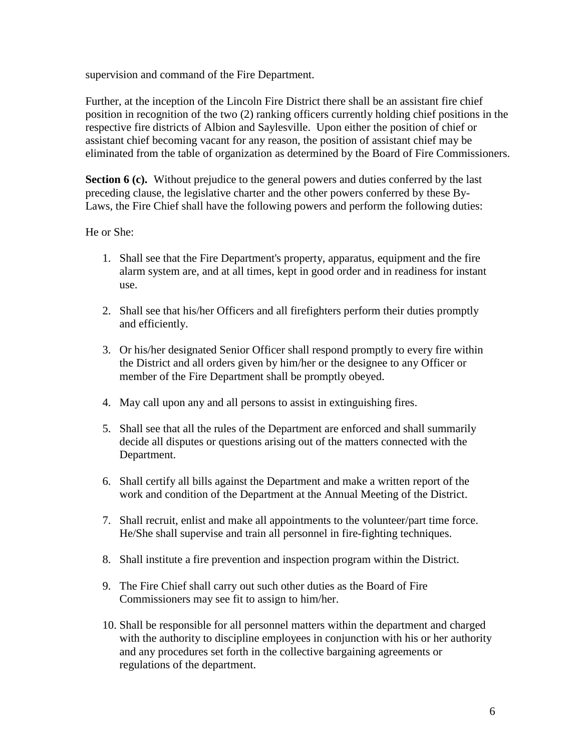supervision and command of the Fire Department.

Further, at the inception of the Lincoln Fire District there shall be an assistant fire chief position in recognition of the two (2) ranking officers currently holding chief positions in the respective fire districts of Albion and Saylesville. Upon either the position of chief or assistant chief becoming vacant for any reason, the position of assistant chief may be eliminated from the table of organization as determined by the Board of Fire Commissioners.

**Section 6 (c).** Without prejudice to the general powers and duties conferred by the last preceding clause, the legislative charter and the other powers conferred by these By-Laws, the Fire Chief shall have the following powers and perform the following duties:

He or She:

1. Shall see that the Fire Department's property, apparatus, equipment and the fire alarm system are, and at all times, kept in good order and in readiness for instant use.

2. Shall see that his/her Officers and all firefighters perform their duties promptly and efficiently.

3. Or his/her designated Senior Officer shall respond promptly to every fire within the District and all orders given by him/her or the designee to any Officer or member of the Fire Department shall be promptly obeyed.

4. May call upon any and all persons to assist in extinguishing fires.

5. Shall see that all the rules of the Department are enforced and shall summarily decide all disputes or questions arising out of the matters connected with the Department.

6. Shall certify all bills against the Department and make a written report of the work and condition of the Department at the Annual Meeting of the District.

7. Shall recruit, enlist and make all appointments to the volunteer/part time force. He/She shall supervise and train all personnel in fire-fighting techniques.

8. Shall institute a fire prevention and inspection program within the District.

9. The Fire Chief shall carry out such other duties as the Board of Fire Commissioners may see fit to assign to him/her.

10. Shall be responsible for all personnel matters within the department and charged with the authority to discipline employees in conjunction with his or her authority and any procedures set forth in the collective bargaining agreements or regulations of the department.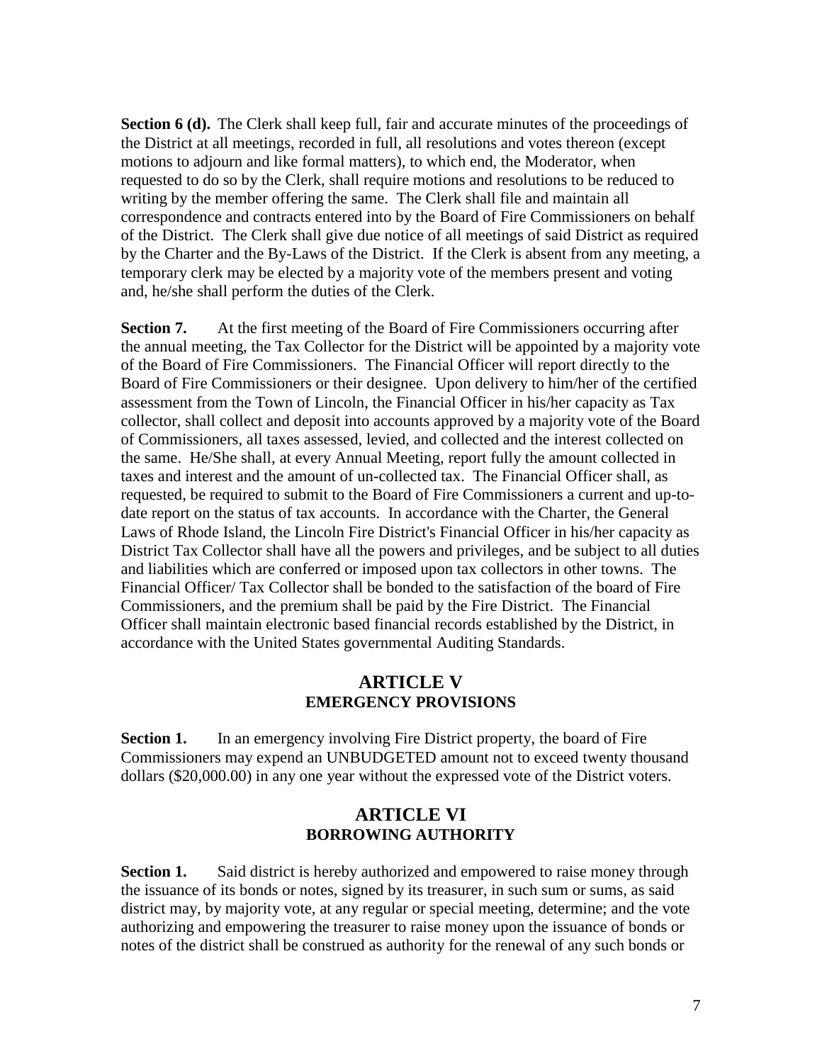**Section 6 (d).** The Clerk shall keep full, fair and accurate minutes of the proceedings of the District at all meetings, recorded in full, all resolutions and votes thereon (except motions to adjourn and like formal matters), to which end, the Moderator, when requested to do so by the Clerk, shall require motions and resolutions to be reduced to writing by the member offering the same. The Clerk shall file and maintain all correspondence and contracts entered into by the Board of Fire Commissioners on behalf of the District. The Clerk shall give due notice of all meetings of said District as required by the Charter and the By-Laws of the District. If the Clerk is absent from any meeting, a temporary clerk may be elected by a majority vote of the members present and voting and, he/she shall perform the duties of the Clerk.

**Section 7.** At the first meeting of the Board of Fire Commissioners occurring after the annual meeting, the Tax Collector for the District will be appointed by a majority vote of the Board of Fire Commissioners. The Financial Officer will report directly to the Board of Fire Commissioners or their designee. Upon delivery to him/her of the certified assessment from the Town of Lincoln, the Financial Officer in his/her capacity as Tax collector, shall collect and deposit into accounts approved by a majority vote of the Board of Commissioners, all taxes assessed, levied, and collected and the interest collected on the same. He/She shall, at every Annual Meeting, report fully the amount collected in taxes and interest and the amount of un-collected tax. The Financial Officer shall, as requested, be required to submit to the Board of Fire Commissioners a current and up-to-date report on the status of tax accounts. In accordance with the Charter, the General Laws of Rhode Island, the Lincoln Fire District's Financial Officer in his/her capacity as District Tax Collector shall have all the powers and privileges, and be subject to all duties and liabilities which are conferred or imposed upon tax collectors in other towns. The Financial Officer/ Tax Collector shall be bonded to the satisfaction of the board of Fire Commissioners, and the premium shall be paid by the Fire District. The Financial Officer shall maintain electronic based financial records established by the District, in accordance with the United States governmental Auditing Standards.

## ARTICLE V
### EMERGENCY PROVISIONS

**Section 1.** In an emergency involving Fire District property, the board of Fire Commissioners may expend an UNBUDGETED amount not to exceed twenty thousand dollars ($20,000.00) in any one year without the expressed vote of the District voters.

## ARTICLE VI
### BORROWING AUTHORITY

**Section 1.** Said district is hereby authorized and empowered to raise money through the issuance of its bonds or notes, signed by its treasurer, in such sum or sums, as said district may, by majority vote, at any regular or special meeting, determine; and the vote authorizing and empowering the treasurer to raise money upon the issuance of bonds or notes of the district shall be construed as authority for the renewal of any such bonds or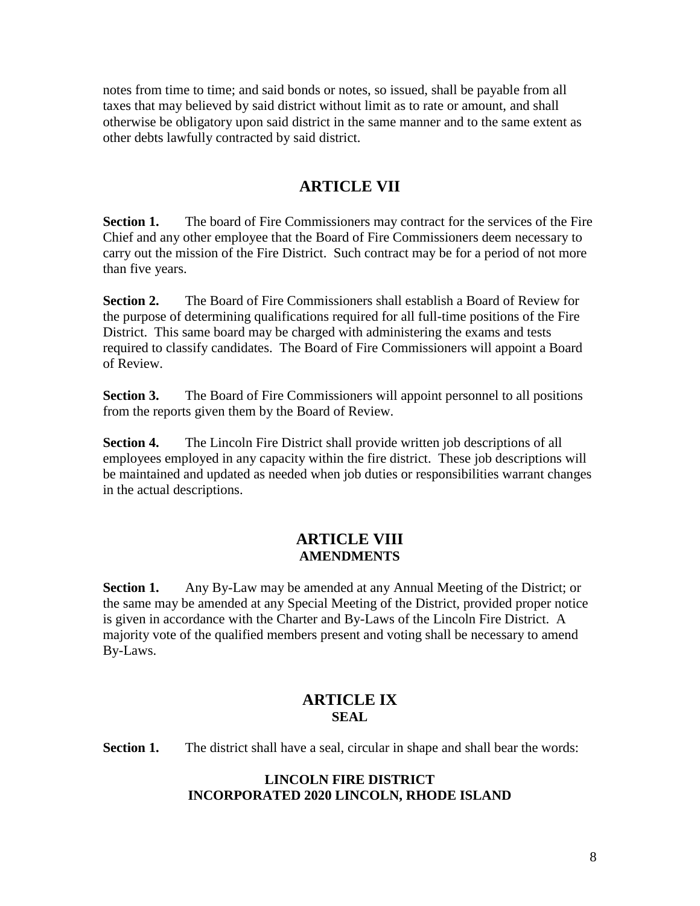notes from time to time; and said bonds or notes, so issued, shall be payable from all taxes that may believed by said district without limit as to rate or amount, and shall otherwise be obligatory upon said district in the same manner and to the same extent as other debts lawfully contracted by said district.

## ARTICLE VII

**Section 1.** The board of Fire Commissioners may contract for the services of the Fire Chief and any other employee that the Board of Fire Commissioners deem necessary to carry out the mission of the Fire District. Such contract may be for a period of not more than five years.

**Section 2.** The Board of Fire Commissioners shall establish a Board of Review for the purpose of determining qualifications required for all full-time positions of the Fire District. This same board may be charged with administering the exams and tests required to classify candidates. The Board of Fire Commissioners will appoint a Board of Review.

**Section 3.** The Board of Fire Commissioners will appoint personnel to all positions from the reports given them by the Board of Review.

**Section 4.** The Lincoln Fire District shall provide written job descriptions of all employees employed in any capacity within the fire district. These job descriptions will be maintained and updated as needed when job duties or responsibilities warrant changes in the actual descriptions.

## ARTICLE VIII
### AMENDMENTS

**Section 1.** Any By-Law may be amended at any Annual Meeting of the District; or the same may be amended at any Special Meeting of the District, provided proper notice is given in accordance with the Charter and By-Laws of the Lincoln Fire District. A majority vote of the qualified members present and voting shall be necessary to amend By-Laws.

## ARTICLE IX
### SEAL

**Section 1.** The district shall have a seal, circular in shape and shall bear the words:

**LINCOLN FIRE DISTRICT**
**INCORPORATED 2020 LINCOLN, RHODE ISLAND**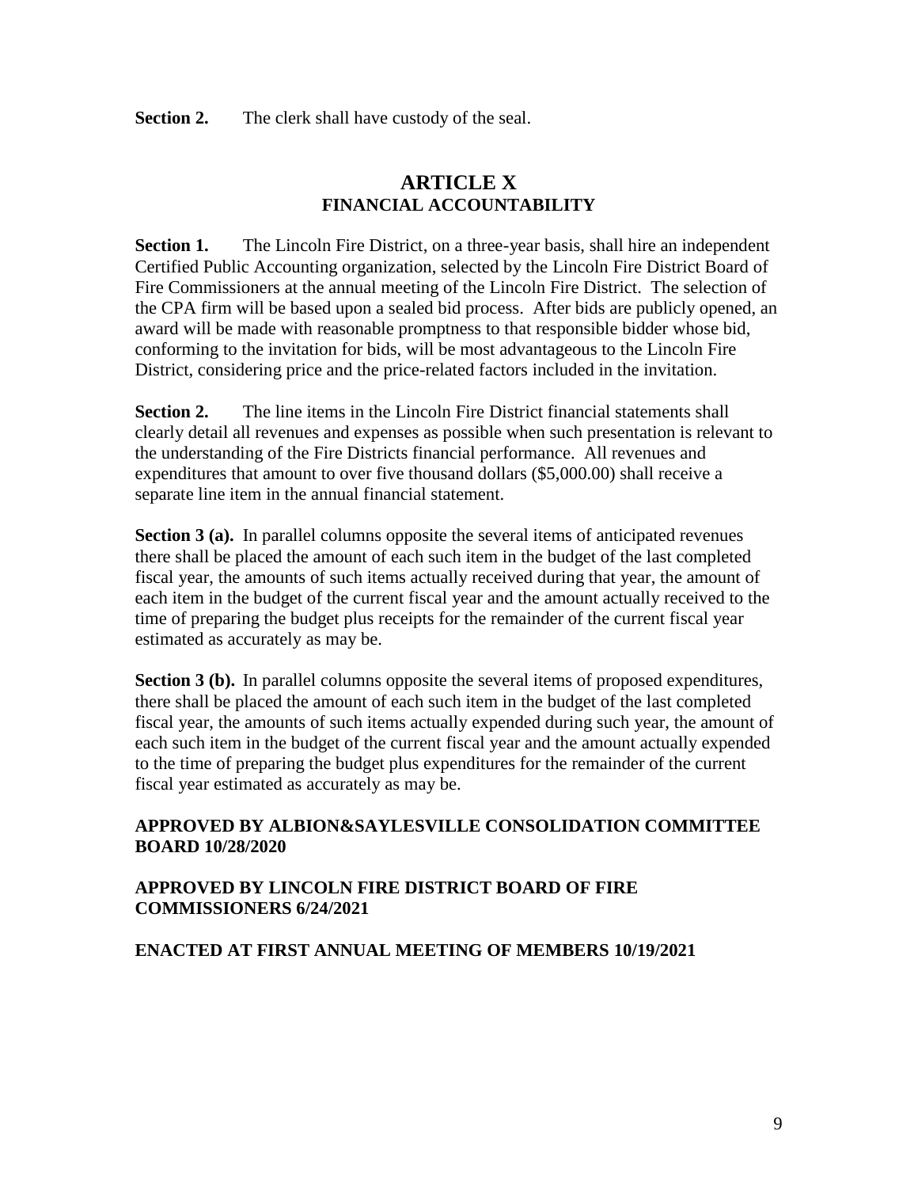**Section 2.** The clerk shall have custody of the seal.

# ARTICLE X
## FINANCIAL ACCOUNTABILITY

**Section 1.** The Lincoln Fire District, on a three-year basis, shall hire an independent Certified Public Accounting organization, selected by the Lincoln Fire District Board of Fire Commissioners at the annual meeting of the Lincoln Fire District. The selection of the CPA firm will be based upon a sealed bid process. After bids are publicly opened, an award will be made with reasonable promptness to that responsible bidder whose bid, conforming to the invitation for bids, will be most advantageous to the Lincoln Fire District, considering price and the price-related factors included in the invitation.

**Section 2.** The line items in the Lincoln Fire District financial statements shall clearly detail all revenues and expenses as possible when such presentation is relevant to the understanding of the Fire Districts financial performance. All revenues and expenditures that amount to over five thousand dollars ($5,000.00) shall receive a separate line item in the annual financial statement.

**Section 3 (a).** In parallel columns opposite the several items of anticipated revenues there shall be placed the amount of each such item in the budget of the last completed fiscal year, the amounts of such items actually received during that year, the amount of each item in the budget of the current fiscal year and the amount actually received to the time of preparing the budget plus receipts for the remainder of the current fiscal year estimated as accurately as may be.

**Section 3 (b).** In parallel columns opposite the several items of proposed expenditures, there shall be placed the amount of each such item in the budget of the last completed fiscal year, the amounts of such items actually expended during such year, the amount of each such item in the budget of the current fiscal year and the amount actually expended to the time of preparing the budget plus expenditures for the remainder of the current fiscal year estimated as accurately as may be.

**APPROVED BY ALBION&SAYLESVILLE CONSOLIDATION COMMITTEE BOARD 10/28/2020**

**APPROVED BY LINCOLN FIRE DISTRICT BOARD OF FIRE COMMISSIONERS 6/24/2021**

**ENACTED AT FIRST ANNUAL MEETING OF MEMBERS 10/19/2021**